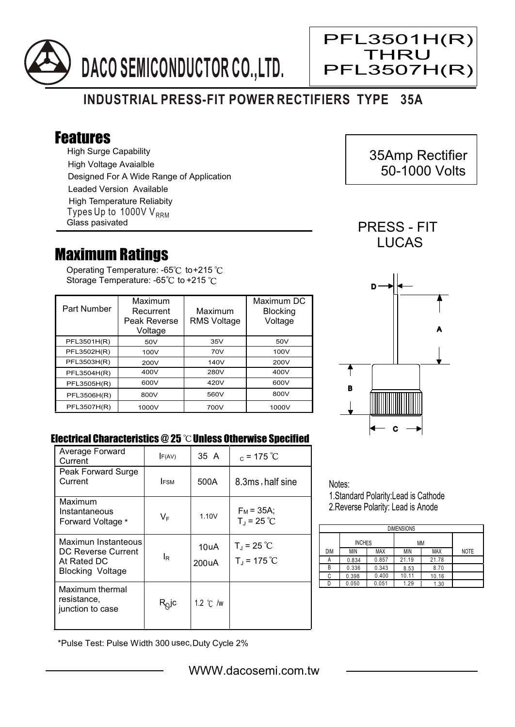# DACO SEMICONDUCTOR CO.,LTD.

**PFL3501H(R) THRU PFL3507H(R)**

## INDUSTRIAL PRESS-FIT POWER RECTIFIERS TYPE 35A

35Amp Rectifier
50-1000 Volts

PRESS - FIT
LUCAS

## Features

- High Surge Capability
- High Voltage Avaialble
- Designed For A Wide Range of Application
- Leaded Version Available
- High Temperature Reliabity
- Types Up to 1000V $V_{RRM}$
- Glass pasivated

## Maximum Ratings

Operating Temperature: -65℃ to +215 ℃
Storage Temperature: -65℃ to +215 ℃

| Part Number | Maximum Recurrent Peak Reverse Voltage | Maximum RMS Voltage | Maximum DC Blocking Voltage |
|---|---|---|---|
| PFL3501H(R) | 50V | 35V | 50V |
| PFL3502H(R) | 100V | 70V | 100V |
| PFL3503H(R) | 200V | 140V | 200V |
| PFL3504H(R) | 400V | 280V | 400V |
| PFL3505H(R) | 600V | 420V | 600V |
| PFL3506H(R) | 800V | 560V | 800V |
| PFL3507H(R) | 1000V | 700V | 1000V |

### Electrical Characteristics @ 25 ℃ Unless Otherwise Specified

| | | | |
|---|---|---|---|
| Average Forward Current | $I_{F(AV)}$ | 35 A | $T_C$ = 175 ℃ |
| Peak Forward Surge Current | $I_{FSM}$ | 500A | 8.3ms , half sine |
| Maximum Instantaneous Forward Voltage * | $V_F$ | 1.10V | $F_M$ = 35A; $T_J$ = 25 ℃ |
| Maximun Instantaneous DC Reverse Current At Rated DC Blocking Voltage | $I_R$ | 10uA<br>200uA | $T_J$ = 25 ℃<br>$T_J$ = 175 ℃ |
| Maximum thermal resistance, junction to case | $R_{\theta}jc$ | 1.2 ℃ /w | |

*Pulse Test: Pulse Width 300 usec,Duty Cycle 2%

Notes:
1.Standard Polarity:Lead is Cathode
2.Reverse Polarity: Lead is Anode

| DIMENSIONS | | | | | |
|---|---|---|---|---|---|
| | INCHES | | MM | | |
| DIM | MIN | MAX | MIN | MAX | NOTE |
| A | 0.834 | 0.857 | 21.19 | 21.78 | |
| B | 0.336 | 0.343 | 8.53 | 8.70 | |
| C | 0.398 | 0.400 | 10.11 | 10.16 | |
| D | 0.050 | 0.051 | 1.29 | 1.30 | |

WWW.dacosemi.com.tw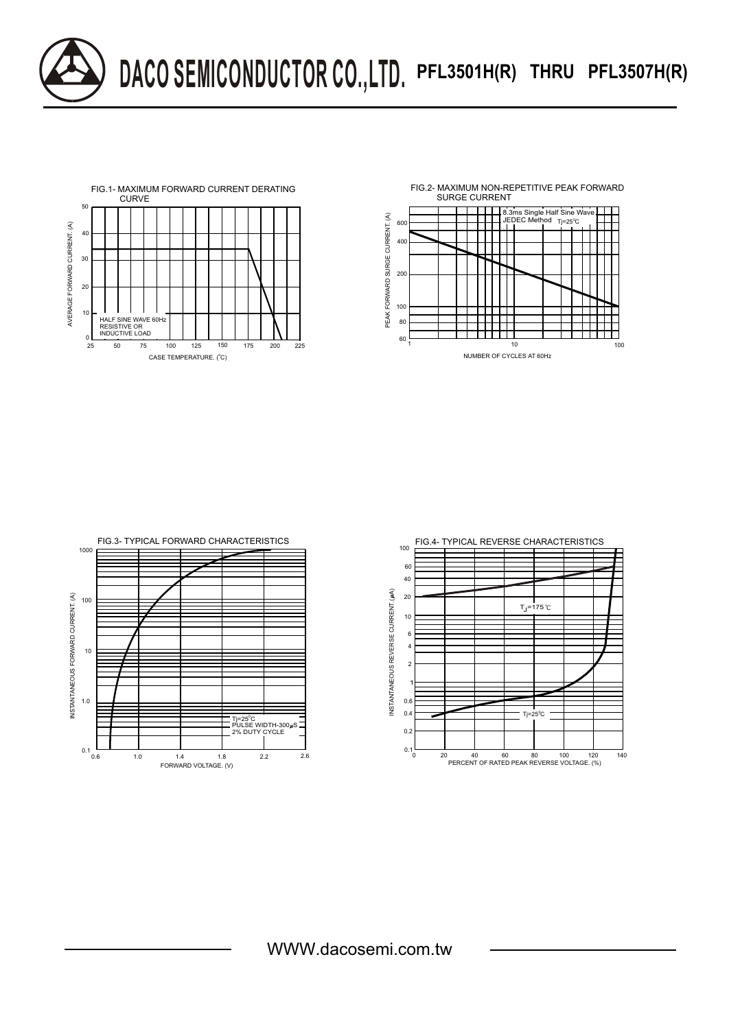FIG.1- MAXIMUM FORWARD CURRENT DERATING CURVE

AVERAGE FORWARD CURRENT. (A)

50
40
30
20
10
0

HALF SINE WAVE 60Hz
RESISTIVE OR
INDUCTIVE LOAD

25 50 75 100 125 150 175 200 225

CASE TEMPERATURE. (°C)

FIG.2- MAXIMUM NON-REPETITIVE PEAK FORWARD SURGE CURRENT

PEAK FORWARD SURGE CURRENT. (A)

8.3ms Single Half Sine Wave
JEDEC Method Tj=25°C

600
400
200
100
80
60

1 10 100

NUMBER OF CYCLES AT 60Hz

FIG.3- TYPICAL FORWARD CHARACTERISTICS

INSTANTANEOUS FORWARD CURRENT. (A)

1000
100
10
1.0
0.1

Tj=25°C
PULSE WIDTH-300μS
2% DUTY CYCLE

0.6 1.0 1.4 1.8 2.2 2.6

FORWARD VOLTAGE. (V)

FIG.4- TYPICAL REVERSE CHARACTERISTICS

INSTANTANEOUS REVERSE CURRENT (μA)

100
60
40
20
10
6
4
2
1
0.6
0.4
0.2
0.1

$T_J$=175°C

Tj=25°C

0 20 40 60 80 100 120 140

PERCENT OF RATED PEAK REVERSE VOLTAGE. (%)

WWW.dacosemi.com.tw